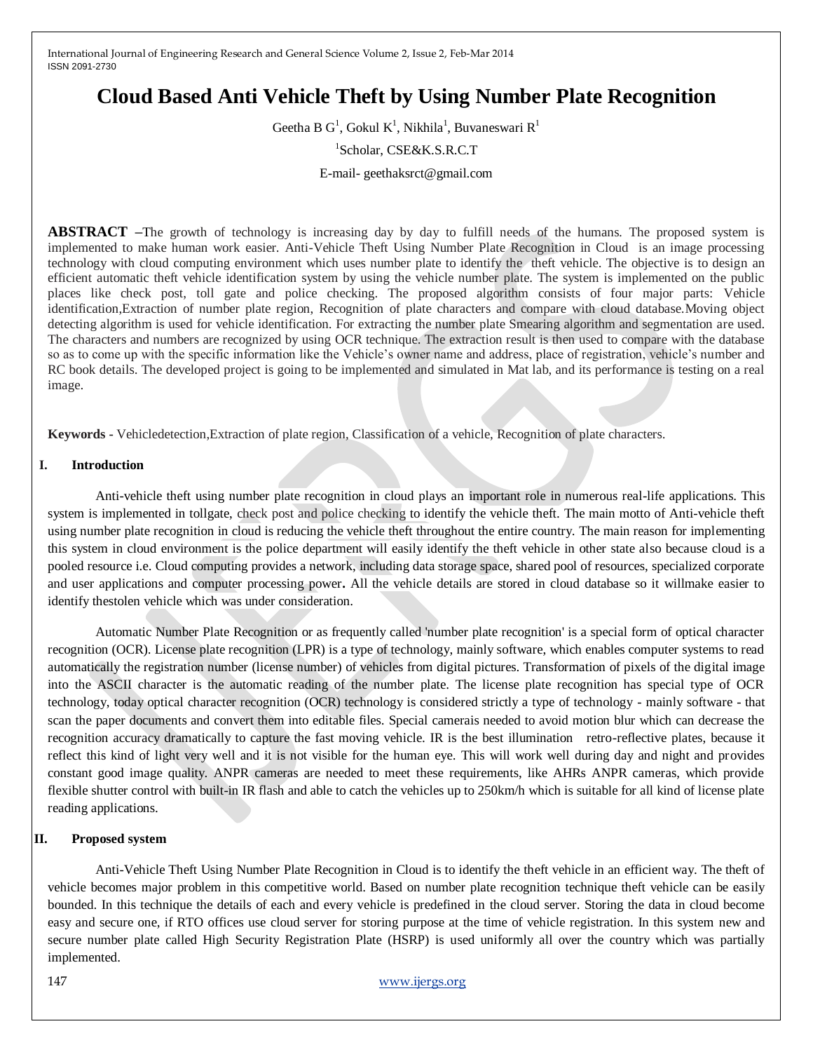# Cloud Based Anti Vehicle Theft by Using Number Plate Recognition

Geetha B G[1], Gokul K[1], Nikhila[1], Buvaneswari R[1]

[1]Scholar, CSE&K.S.R.C.T

E-mail- geethaksrct@gmail.com

**ABSTRACT –**The growth of technology is increasing day by day to fulfill needs of the humans. The proposed system is implemented to make human work easier. Anti-Vehicle Theft Using Number Plate Recognition in Cloud is an image processing technology with cloud computing environment which uses number plate to identify the theft vehicle. The objective is to design an efficient automatic theft vehicle identification system by using the vehicle number plate. The system is implemented on the public places like check post, toll gate and police checking. The proposed algorithm consists of four major parts: Vehicle identification,Extraction of number plate region, Recognition of plate characters and compare with cloud database.Moving object detecting algorithm is used for vehicle identification. For extracting the number plate Smearing algorithm and segmentation are used. The characters and numbers are recognized by using OCR technique. The extraction result is then used to compare with the database so as to come up with the specific information like the Vehicle's owner name and address, place of registration, vehicle's number and RC book details. The developed project is going to be implemented and simulated in Mat lab, and its performance is testing on a real image.

**Keywords -** Vehicledetection,Extraction of plate region, Classification of a vehicle, Recognition of plate characters.

## I. Introduction

Anti-vehicle theft using number plate recognition in cloud plays an important role in numerous real-life applications. This system is implemented in tollgate, check post and police checking to identify the vehicle theft. The main motto of Anti-vehicle theft using number plate recognition in cloud is reducing the vehicle theft throughout the entire country. The main reason for implementing this system in cloud environment is the police department will easily identify the theft vehicle in other state also because cloud is a pooled resource i.e. Cloud computing provides a network, including data storage space, shared pool of resources, specialized corporate and user applications and computer processing power**.** All the vehicle details are stored in cloud database so it willmake easier to identify thestolen vehicle which was under consideration.

Automatic Number Plate Recognition or as frequently called 'number plate recognition' is a special form of optical character recognition (OCR). License plate recognition (LPR) is a type of technology, mainly software, which enables computer systems to read automatically the registration number (license number) of vehicles from digital pictures. Transformation of pixels of the digital image into the ASCII character is the automatic reading of the number plate. The license plate recognition has special type of OCR technology, today optical character recognition (OCR) technology is considered strictly a type of technology - mainly software - that scan the paper documents and convert them into editable files. Special camerais needed to avoid motion blur which can decrease the recognition accuracy dramatically to capture the fast moving vehicle. IR is the best illumination retro-reflective plates, because it reflect this kind of light very well and it is not visible for the human eye. This will work well during day and night and provides constant good image quality. ANPR cameras are needed to meet these requirements, like AHRs ANPR cameras, which provide flexible shutter control with built-in IR flash and able to catch the vehicles up to 250km/h which is suitable for all kind of license plate reading applications.

## II. Proposed system

Anti-Vehicle Theft Using Number Plate Recognition in Cloud is to identify the theft vehicle in an efficient way. The theft of vehicle becomes major problem in this competitive world. Based on number plate recognition technique theft vehicle can be easily bounded. In this technique the details of each and every vehicle is predefined in the cloud server. Storing the data in cloud become easy and secure one, if RTO offices use cloud server for storing purpose at the time of vehicle registration. In this system new and secure number plate called High Security Registration Plate (HSRP) is used uniformly all over the country which was partially implemented.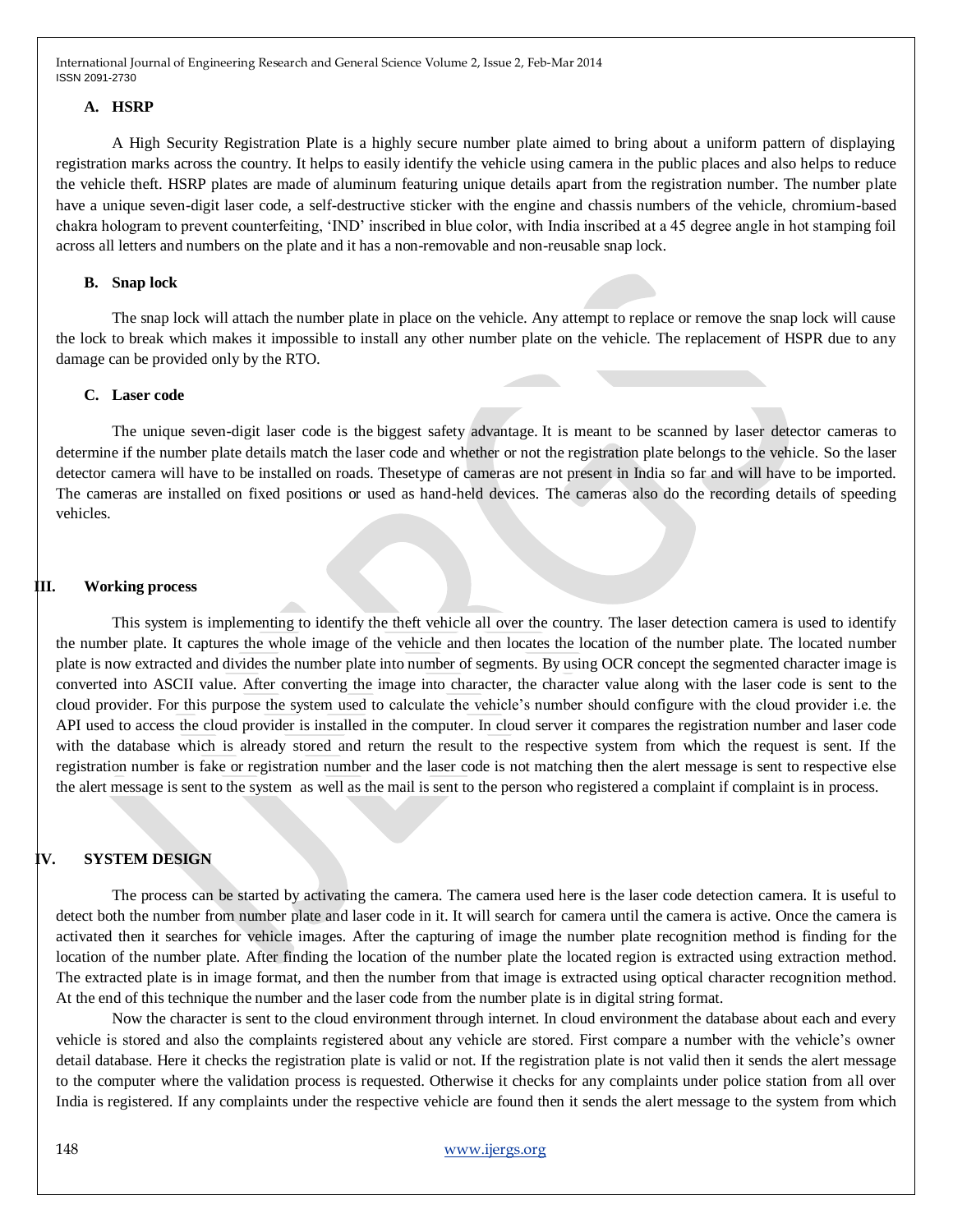### A. HSRP

A High Security Registration Plate is a highly secure number plate aimed to bring about a uniform pattern of displaying registration marks across the country. It helps to easily identify the vehicle using camera in the public places and also helps to reduce the vehicle theft. HSRP plates are made of aluminum featuring unique details apart from the registration number. The number plate have a unique seven-digit laser code, a self-destructive sticker with the engine and chassis numbers of the vehicle, chromium-based chakra hologram to prevent counterfeiting, 'IND' inscribed in blue color, with India inscribed at a 45 degree angle in hot stamping foil across all letters and numbers on the plate and it has a non-removable and non-reusable snap lock.

### B. Snap lock

The snap lock will attach the number plate in place on the vehicle. Any attempt to replace or remove the snap lock will cause the lock to break which makes it impossible to install any other number plate on the vehicle. The replacement of HSPR due to any damage can be provided only by the RTO.

### C. Laser code

The unique seven-digit laser code is the biggest safety advantage. It is meant to be scanned by laser detector cameras to determine if the number plate details match the laser code and whether or not the registration plate belongs to the vehicle. So the laser detector camera will have to be installed on roads. Thesetype of cameras are not present in India so far and will have to be imported. The cameras are installed on fixed positions or used as hand-held devices. The cameras also do the recording details of speeding vehicles.

## III. Working process

This system is implementing to identify the theft vehicle all over the country. The laser detection camera is used to identify the number plate. It captures the whole image of the vehicle and then locates the location of the number plate. The located number plate is now extracted and divides the number plate into number of segments. By using OCR concept the segmented character image is converted into ASCII value. After converting the image into character, the character value along with the laser code is sent to the cloud provider. For this purpose the system used to calculate the vehicle's number should configure with the cloud provider i.e. the API used to access the cloud provider is installed in the computer. In cloud server it compares the registration number and laser code with the database which is already stored and return the result to the respective system from which the request is sent. If the registration number is fake or registration number and the laser code is not matching then the alert message is sent to respective else the alert message is sent to the system as well as the mail is sent to the person who registered a complaint if complaint is in process.

## IV. SYSTEM DESIGN

The process can be started by activating the camera. The camera used here is the laser code detection camera. It is useful to detect both the number from number plate and laser code in it. It will search for camera until the camera is active. Once the camera is activated then it searches for vehicle images. After the capturing of image the number plate recognition method is finding for the location of the number plate. After finding the location of the number plate the located region is extracted using extraction method. The extracted plate is in image format, and then the number from that image is extracted using optical character recognition method. At the end of this technique the number and the laser code from the number plate is in digital string format.

Now the character is sent to the cloud environment through internet. In cloud environment the database about each and every vehicle is stored and also the complaints registered about any vehicle are stored. First compare a number with the vehicle's owner detail database. Here it checks the registration plate is valid or not. If the registration plate is not valid then it sends the alert message to the computer where the validation process is requested. Otherwise it checks for any complaints under police station from all over India is registered. If any complaints under the respective vehicle are found then it sends the alert message to the system from which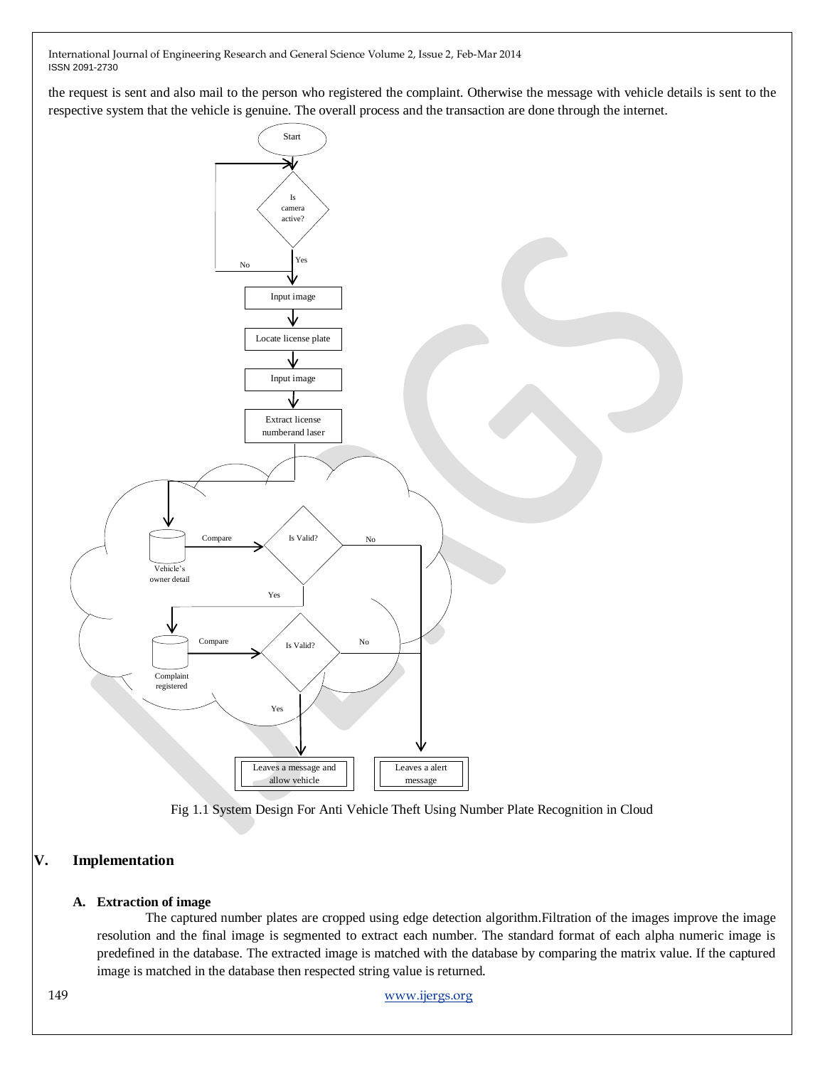the request is sent and also mail to the person who registered the complaint. Otherwise the message with vehicle details is sent to the respective system that the vehicle is genuine. The overall process and the transaction are done through the internet.

Fig 1.1 System Design For Anti Vehicle Theft Using Number Plate Recognition in Cloud

## V. Implementation

### A. Extraction of image

The captured number plates are cropped using edge detection algorithm.Filtration of the images improve the image resolution and the final image is segmented to extract each number. The standard format of each alpha numeric image is predefined in the database. The extracted image is matched with the database by comparing the matrix value. If the captured image is matched in the database then respected string value is returned.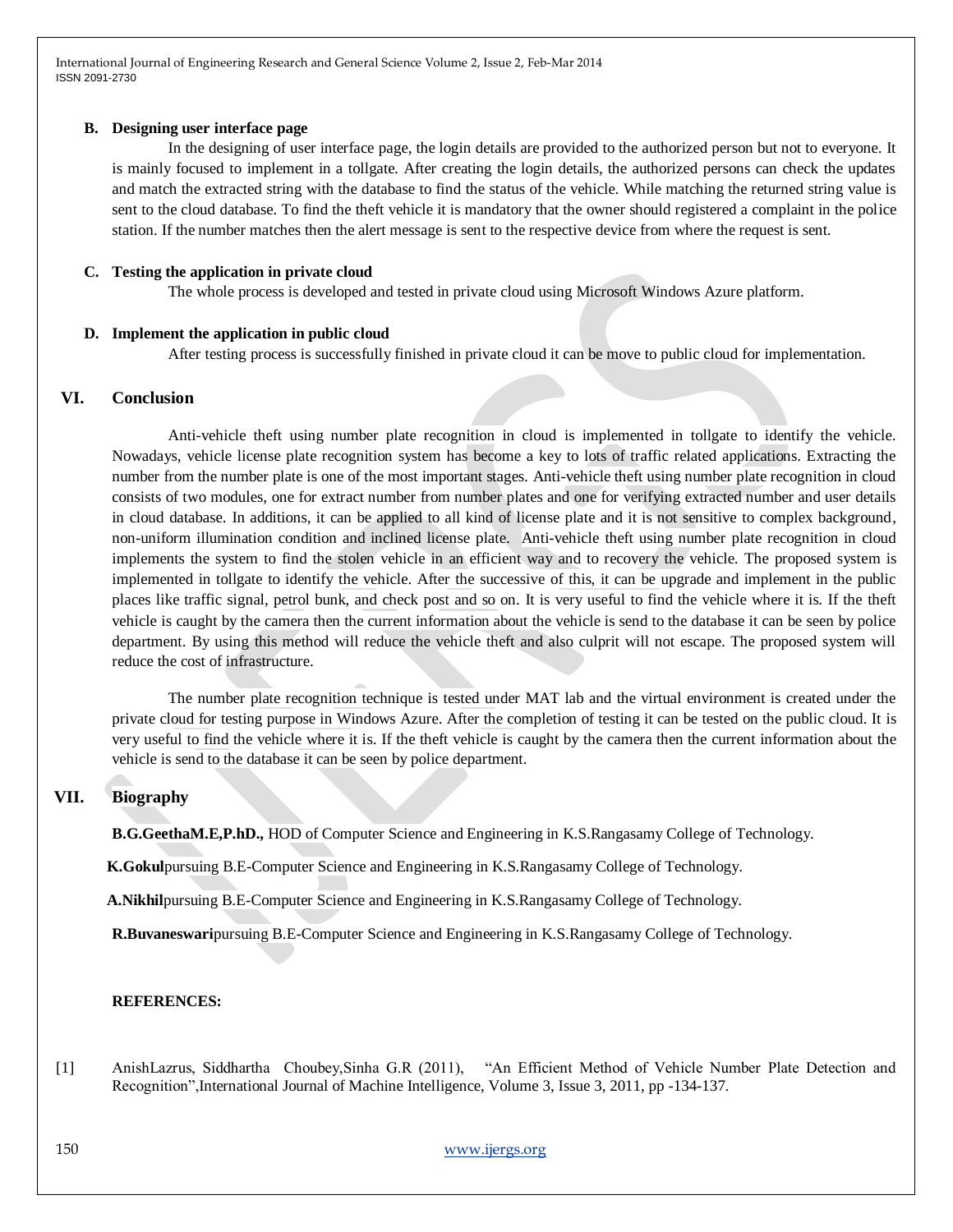### B. Designing user interface page

In the designing of user interface page, the login details are provided to the authorized person but not to everyone. It is mainly focused to implement in a tollgate. After creating the login details, the authorized persons can check the updates and match the extracted string with the database to find the status of the vehicle. While matching the returned string value is sent to the cloud database. To find the theft vehicle it is mandatory that the owner should registered a complaint in the police station. If the number matches then the alert message is sent to the respective device from where the request is sent.

### C. Testing the application in private cloud

The whole process is developed and tested in private cloud using Microsoft Windows Azure platform.

### D. Implement the application in public cloud

After testing process is successfully finished in private cloud it can be move to public cloud for implementation.

## VI. Conclusion

Anti-vehicle theft using number plate recognition in cloud is implemented in tollgate to identify the vehicle. Nowadays, vehicle license plate recognition system has become a key to lots of traffic related applications. Extracting the number from the number plate is one of the most important stages. Anti-vehicle theft using number plate recognition in cloud consists of two modules, one for extract number from number plates and one for verifying extracted number and user details in cloud database. In additions, it can be applied to all kind of license plate and it is not sensitive to complex background, non-uniform illumination condition and inclined license plate. Anti-vehicle theft using number plate recognition in cloud implements the system to find the stolen vehicle in an efficient way and to recovery the vehicle. The proposed system is implemented in tollgate to identify the vehicle. After the successive of this, it can be upgrade and implement in the public places like traffic signal, petrol bunk, and check post and so on. It is very useful to find the vehicle where it is. If the theft vehicle is caught by the camera then the current information about the vehicle is send to the database it can be seen by police department. By using this method will reduce the vehicle theft and also culprit will not escape. The proposed system will reduce the cost of infrastructure.

The number plate recognition technique is tested under MAT lab and the virtual environment is created under the private cloud for testing purpose in Windows Azure. After the completion of testing it can be tested on the public cloud. It is very useful to find the vehicle where it is. If the theft vehicle is caught by the camera then the current information about the vehicle is send to the database it can be seen by police department.

## VII. Biography

**B.G.GeethaM.E,P.hD.,** HOD of Computer Science and Engineering in K.S.Rangasamy College of Technology.

**K.Gokul**pursuing B.E-Computer Science and Engineering in K.S.Rangasamy College of Technology.

**A.Nikhil**pursuing B.E-Computer Science and Engineering in K.S.Rangasamy College of Technology.

**R.Buvaneswari**pursuing B.E-Computer Science and Engineering in K.S.Rangasamy College of Technology.

**REFERENCES:**

[1] AnishLazrus, Siddhartha Choubey,Sinha G.R (2011), "An Efficient Method of Vehicle Number Plate Detection and Recognition",International Journal of Machine Intelligence, Volume 3, Issue 3, 2011, pp -134-137.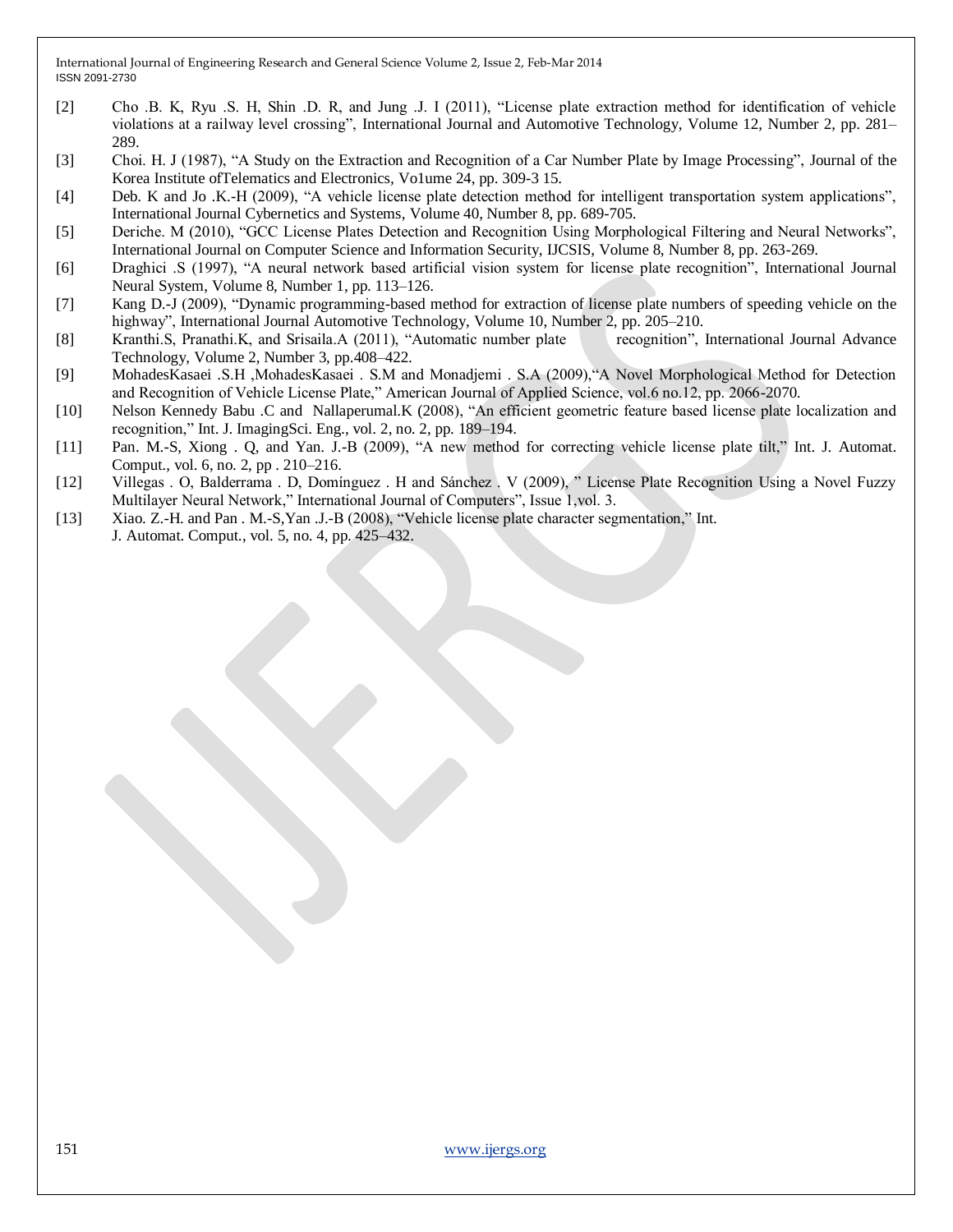[2] Cho .B. K, Ryu .S. H, Shin .D. R, and Jung .J. I (2011), "License plate extraction method for identification of vehicle violations at a railway level crossing", International Journal and Automotive Technology, Volume 12, Number 2, pp. 281–289.

[3] Choi. H. J (1987), "A Study on the Extraction and Recognition of a Car Number Plate by Image Processing", Journal of the Korea Institute ofTelematics and Electronics, Vo1ume 24, pp. 309-3 15.

[4] Deb. K and Jo .K.-H (2009), "A vehicle license plate detection method for intelligent transportation system applications", International Journal Cybernetics and Systems, Volume 40, Number 8, pp. 689-705.

[5] Deriche. M (2010), "GCC License Plates Detection and Recognition Using Morphological Filtering and Neural Networks", International Journal on Computer Science and Information Security, IJCSIS, Volume 8, Number 8, pp. 263-269.

[6] Draghici .S (1997), "A neural network based artificial vision system for license plate recognition", International Journal Neural System, Volume 8, Number 1, pp. 113–126.

[7] Kang D.-J (2009), "Dynamic programming-based method for extraction of license plate numbers of speeding vehicle on the highway", International Journal Automotive Technology, Volume 10, Number 2, pp. 205–210.

[8] Kranthi.S, Pranathi.K, and Srisaila.A (2011), "Automatic number plate recognition", International Journal Advance Technology, Volume 2, Number 3, pp.408–422.

[9] MohadesKasaei .S.H ,MohadesKasaei . S.M and Monadjemi . S.A (2009),"A Novel Morphological Method for Detection and Recognition of Vehicle License Plate," American Journal of Applied Science, vol.6 no.12, pp. 2066-2070.

[10] Nelson Kennedy Babu .C and Nallaperumal.K (2008), "An efficient geometric feature based license plate localization and recognition," Int. J. ImagingSci. Eng., vol. 2, no. 2, pp. 189–194.

[11] Pan. M.-S, Xiong . Q, and Yan. J.-B (2009), "A new method for correcting vehicle license plate tilt," Int. J. Automat. Comput., vol. 6, no. 2, pp . 210–216.

[12] Villegas . O, Balderrama . D, Domínguez . H and Sánchez . V (2009), " License Plate Recognition Using a Novel Fuzzy Multilayer Neural Network," International Journal of Computers", Issue 1,vol. 3.

[13] Xiao. Z.-H. and Pan . M.-S,Yan .J.-B (2008), "Vehicle license plate character segmentation," Int. J. Automat. Comput., vol. 5, no. 4, pp. 425–432.